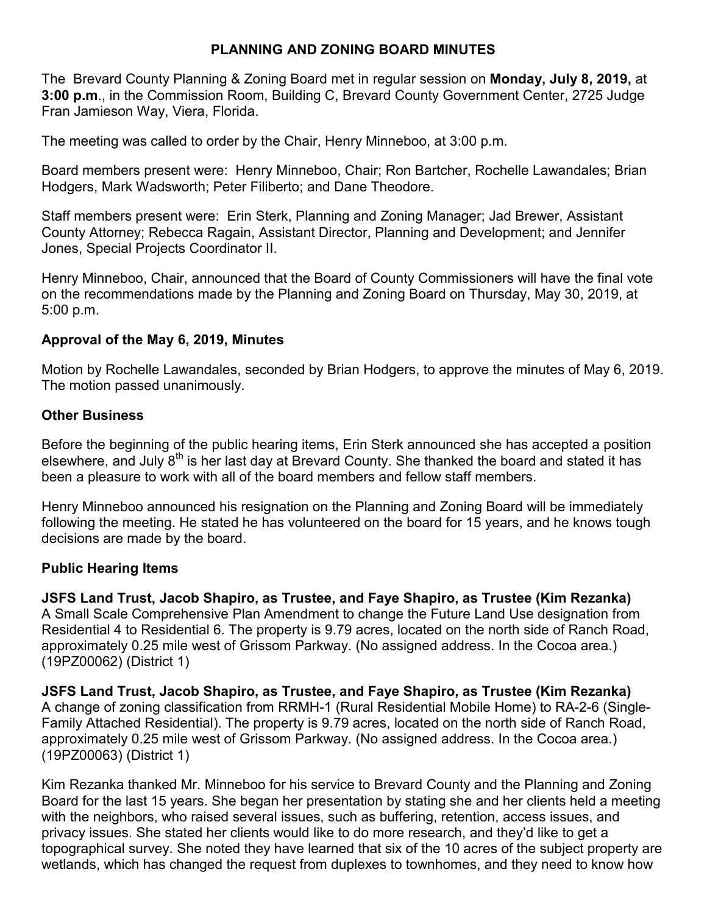# PLANNING AND ZONING BOARD MINUTES

The Brevard County Planning & Zoning Board met in regular session on **Monday, July 8, 2019,** at **3:00 p.m**., in the Commission Room, Building C, Brevard County Government Center, 2725 Judge Fran Jamieson Way, Viera, Florida.

The meeting was called to order by the Chair, Henry Minneboo, at 3:00 p.m.

Board members present were: Henry Minneboo, Chair; Ron Bartcher, Rochelle Lawandales; Brian Hodgers, Mark Wadsworth; Peter Filiberto; and Dane Theodore.

Staff members present were: Erin Sterk, Planning and Zoning Manager; Jad Brewer, Assistant County Attorney; Rebecca Ragain, Assistant Director, Planning and Development; and Jennifer Jones, Special Projects Coordinator II.

Henry Minneboo, Chair, announced that the Board of County Commissioners will have the final vote on the recommendations made by the Planning and Zoning Board on Thursday, May 30, 2019, at 5:00 p.m.

## Approval of the May 6, 2019, Minutes

Motion by Rochelle Lawandales, seconded by Brian Hodgers, to approve the minutes of May 6, 2019. The motion passed unanimously.

## Other Business

Before the beginning of the public hearing items, Erin Sterk announced she has accepted a position elsewhere, and July 8th is her last day at Brevard County. She thanked the board and stated it has been a pleasure to work with all of the board members and fellow staff members.

Henry Minneboo announced his resignation on the Planning and Zoning Board will be immediately following the meeting. He stated he has volunteered on the board for 15 years, and he knows tough decisions are made by the board.

## Public Hearing Items

**JSFS Land Trust, Jacob Shapiro, as Trustee, and Faye Shapiro, as Trustee (Kim Rezanka)**
A Small Scale Comprehensive Plan Amendment to change the Future Land Use designation from Residential 4 to Residential 6. The property is 9.79 acres, located on the north side of Ranch Road, approximately 0.25 mile west of Grissom Parkway. (No assigned address. In the Cocoa area.) (19PZ00062) (District 1)

**JSFS Land Trust, Jacob Shapiro, as Trustee, and Faye Shapiro, as Trustee (Kim Rezanka)**
A change of zoning classification from RRMH-1 (Rural Residential Mobile Home) to RA-2-6 (Single-Family Attached Residential). The property is 9.79 acres, located on the north side of Ranch Road, approximately 0.25 mile west of Grissom Parkway. (No assigned address. In the Cocoa area.) (19PZ00063) (District 1)

Kim Rezanka thanked Mr. Minneboo for his service to Brevard County and the Planning and Zoning Board for the last 15 years. She began her presentation by stating she and her clients held a meeting with the neighbors, who raised several issues, such as buffering, retention, access issues, and privacy issues. She stated her clients would like to do more research, and they'd like to get a topographical survey. She noted they have learned that six of the 10 acres of the subject property are wetlands, which has changed the request from duplexes to townhomes, and they need to know how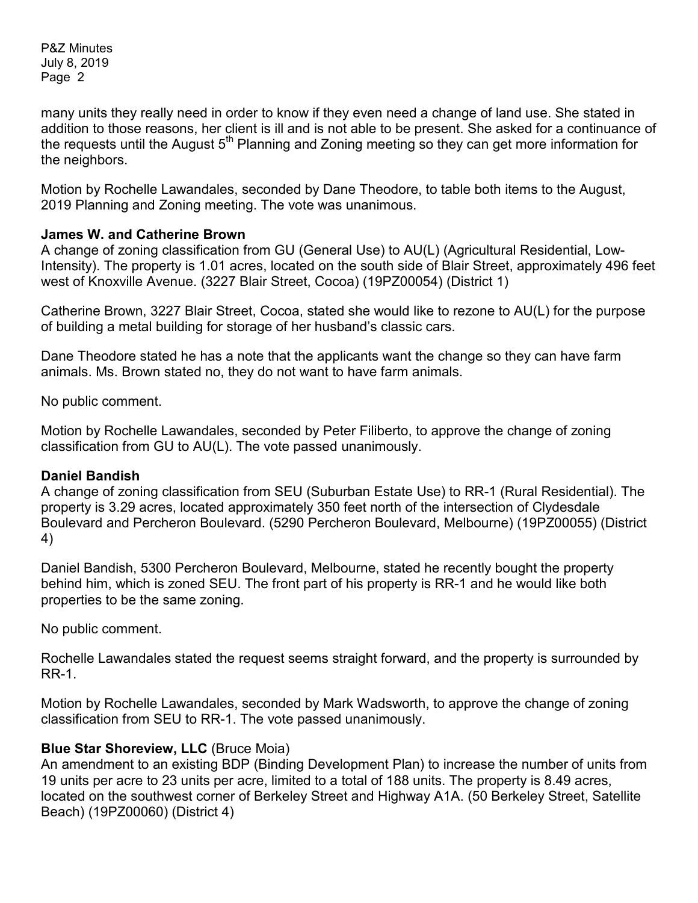many units they really need in order to know if they even need a change of land use. She stated in addition to those reasons, her client is ill and is not able to be present. She asked for a continuance of the requests until the August 5th Planning and Zoning meeting so they can get more information for the neighbors.

Motion by Rochelle Lawandales, seconded by Dane Theodore, to table both items to the August, 2019 Planning and Zoning meeting. The vote was unanimous.

**James W. and Catherine Brown**
A change of zoning classification from GU (General Use) to AU(L) (Agricultural Residential, Low-Intensity). The property is 1.01 acres, located on the south side of Blair Street, approximately 496 feet west of Knoxville Avenue. (3227 Blair Street, Cocoa) (19PZ00054) (District 1)

Catherine Brown, 3227 Blair Street, Cocoa, stated she would like to rezone to AU(L) for the purpose of building a metal building for storage of her husband's classic cars.

Dane Theodore stated he has a note that the applicants want the change so they can have farm animals. Ms. Brown stated no, they do not want to have farm animals.

No public comment.

Motion by Rochelle Lawandales, seconded by Peter Filiberto, to approve the change of zoning classification from GU to AU(L). The vote passed unanimously.

**Daniel Bandish**
A change of zoning classification from SEU (Suburban Estate Use) to RR-1 (Rural Residential). The property is 3.29 acres, located approximately 350 feet north of the intersection of Clydesdale Boulevard and Percheron Boulevard. (5290 Percheron Boulevard, Melbourne) (19PZ00055) (District 4)

Daniel Bandish, 5300 Percheron Boulevard, Melbourne, stated he recently bought the property behind him, which is zoned SEU. The front part of his property is RR-1 and he would like both properties to be the same zoning.

No public comment.

Rochelle Lawandales stated the request seems straight forward, and the property is surrounded by RR-1.

Motion by Rochelle Lawandales, seconded by Mark Wadsworth, to approve the change of zoning classification from SEU to RR-1. The vote passed unanimously.

**Blue Star Shoreview, LLC** (Bruce Moia)
An amendment to an existing BDP (Binding Development Plan) to increase the number of units from 19 units per acre to 23 units per acre, limited to a total of 188 units. The property is 8.49 acres, located on the southwest corner of Berkeley Street and Highway A1A. (50 Berkeley Street, Satellite Beach) (19PZ00060) (District 4)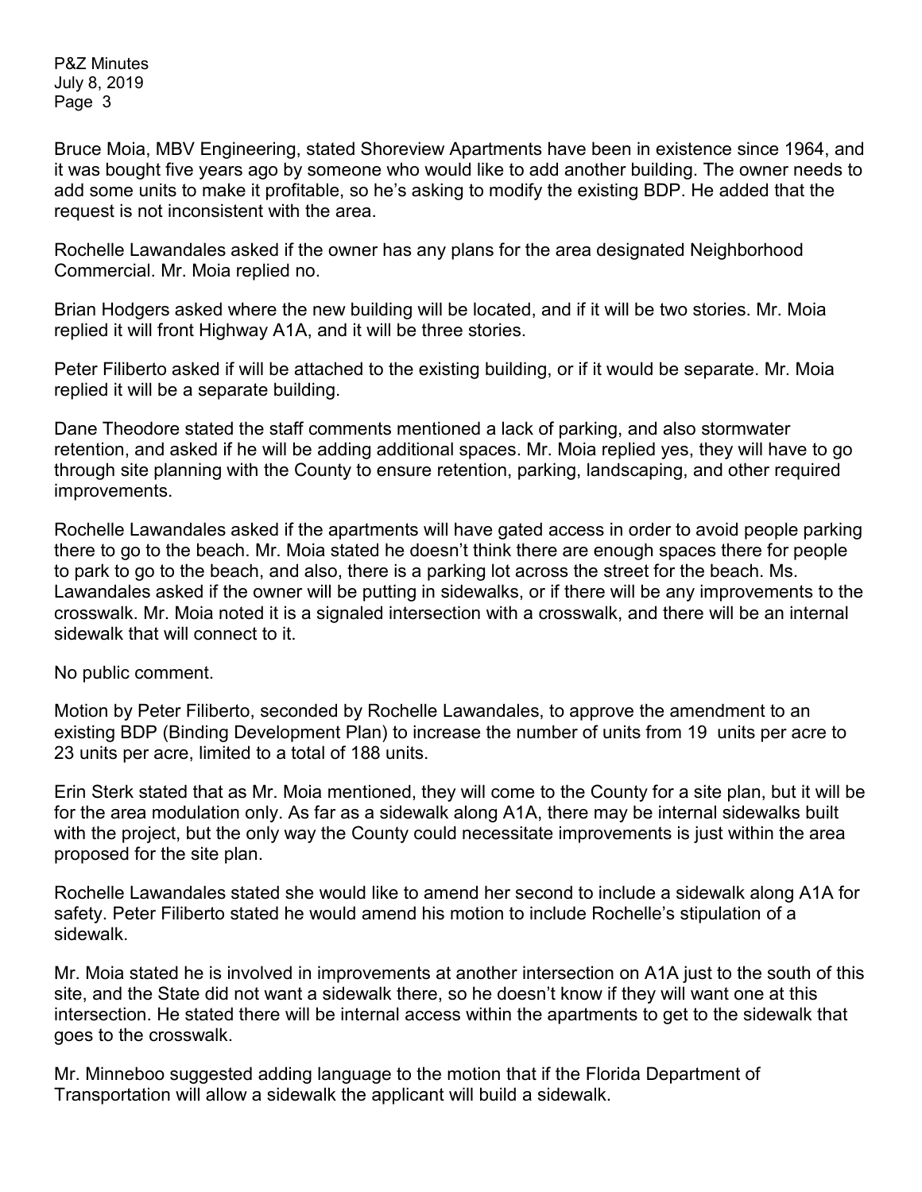Bruce Moia, MBV Engineering, stated Shoreview Apartments have been in existence since 1964, and it was bought five years ago by someone who would like to add another building. The owner needs to add some units to make it profitable, so he's asking to modify the existing BDP. He added that the request is not inconsistent with the area.

Rochelle Lawandales asked if the owner has any plans for the area designated Neighborhood Commercial. Mr. Moia replied no.

Brian Hodgers asked where the new building will be located, and if it will be two stories. Mr. Moia replied it will front Highway A1A, and it will be three stories.

Peter Filiberto asked if will be attached to the existing building, or if it would be separate. Mr. Moia replied it will be a separate building.

Dane Theodore stated the staff comments mentioned a lack of parking, and also stormwater retention, and asked if he will be adding additional spaces. Mr. Moia replied yes, they will have to go through site planning with the County to ensure retention, parking, landscaping, and other required improvements.

Rochelle Lawandales asked if the apartments will have gated access in order to avoid people parking there to go to the beach. Mr. Moia stated he doesn't think there are enough spaces there for people to park to go to the beach, and also, there is a parking lot across the street for the beach. Ms. Lawandales asked if the owner will be putting in sidewalks, or if there will be any improvements to the crosswalk. Mr. Moia noted it is a signaled intersection with a crosswalk, and there will be an internal sidewalk that will connect to it.

No public comment.

Motion by Peter Filiberto, seconded by Rochelle Lawandales, to approve the amendment to an existing BDP (Binding Development Plan) to increase the number of units from 19 units per acre to 23 units per acre, limited to a total of 188 units.

Erin Sterk stated that as Mr. Moia mentioned, they will come to the County for a site plan, but it will be for the area modulation only. As far as a sidewalk along A1A, there may be internal sidewalks built with the project, but the only way the County could necessitate improvements is just within the area proposed for the site plan.

Rochelle Lawandales stated she would like to amend her second to include a sidewalk along A1A for safety. Peter Filiberto stated he would amend his motion to include Rochelle's stipulation of a sidewalk.

Mr. Moia stated he is involved in improvements at another intersection on A1A just to the south of this site, and the State did not want a sidewalk there, so he doesn't know if they will want one at this intersection. He stated there will be internal access within the apartments to get to the sidewalk that goes to the crosswalk.

Mr. Minneboo suggested adding language to the motion that if the Florida Department of Transportation will allow a sidewalk the applicant will build a sidewalk.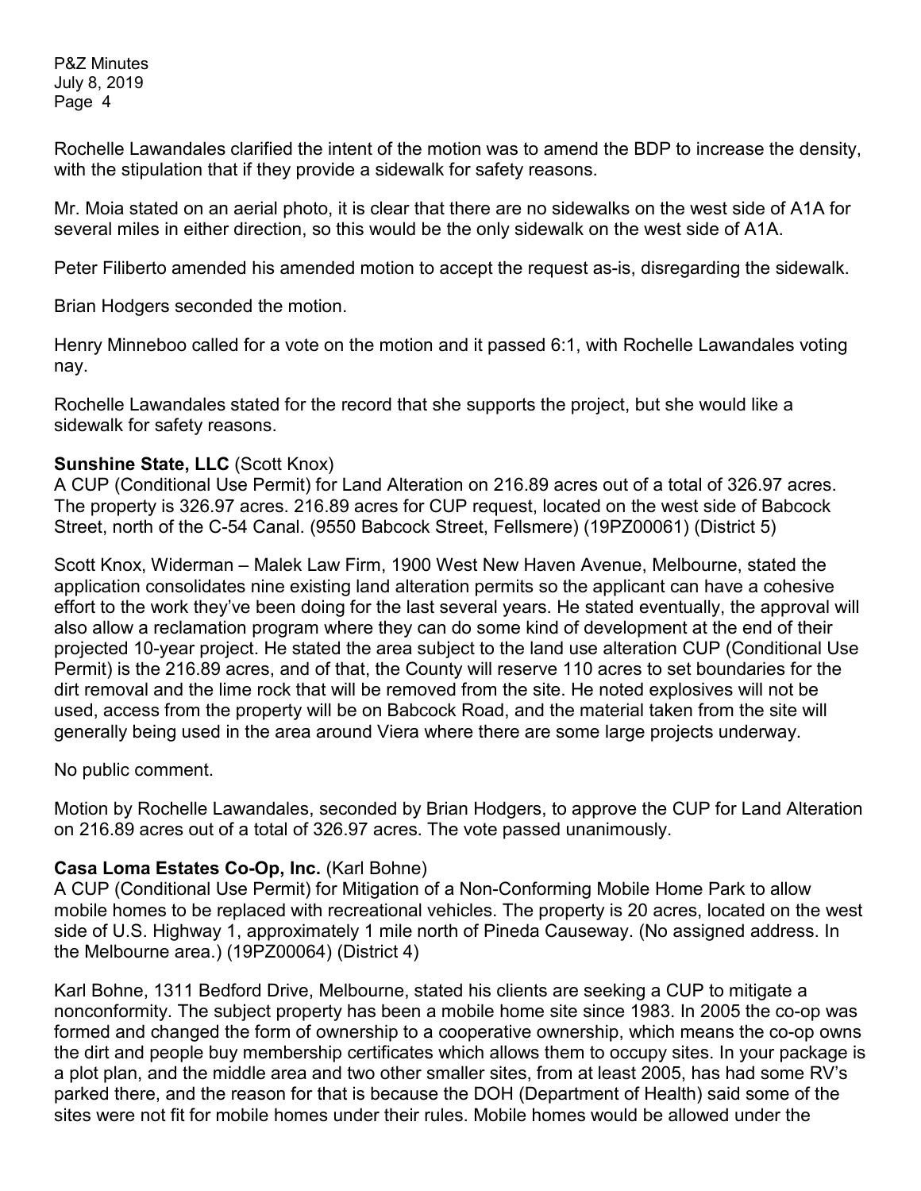Rochelle Lawandales clarified the intent of the motion was to amend the BDP to increase the density, with the stipulation that if they provide a sidewalk for safety reasons.

Mr. Moia stated on an aerial photo, it is clear that there are no sidewalks on the west side of A1A for several miles in either direction, so this would be the only sidewalk on the west side of A1A.

Peter Filiberto amended his amended motion to accept the request as-is, disregarding the sidewalk.

Brian Hodgers seconded the motion.

Henry Minneboo called for a vote on the motion and it passed 6:1, with Rochelle Lawandales voting nay.

Rochelle Lawandales stated for the record that she supports the project, but she would like a sidewalk for safety reasons.

**Sunshine State, LLC** (Scott Knox)
A CUP (Conditional Use Permit) for Land Alteration on 216.89 acres out of a total of 326.97 acres. The property is 326.97 acres. 216.89 acres for CUP request, located on the west side of Babcock Street, north of the C-54 Canal. (9550 Babcock Street, Fellsmere) (19PZ00061) (District 5)

Scott Knox, Widerman – Malek Law Firm, 1900 West New Haven Avenue, Melbourne, stated the application consolidates nine existing land alteration permits so the applicant can have a cohesive effort to the work they've been doing for the last several years. He stated eventually, the approval will also allow a reclamation program where they can do some kind of development at the end of their projected 10-year project. He stated the area subject to the land use alteration CUP (Conditional Use Permit) is the 216.89 acres, and of that, the County will reserve 110 acres to set boundaries for the dirt removal and the lime rock that will be removed from the site. He noted explosives will not be used, access from the property will be on Babcock Road, and the material taken from the site will generally being used in the area around Viera where there are some large projects underway.

No public comment.

Motion by Rochelle Lawandales, seconded by Brian Hodgers, to approve the CUP for Land Alteration on 216.89 acres out of a total of 326.97 acres. The vote passed unanimously.

**Casa Loma Estates Co-Op, Inc.** (Karl Bohne)
A CUP (Conditional Use Permit) for Mitigation of a Non-Conforming Mobile Home Park to allow mobile homes to be replaced with recreational vehicles. The property is 20 acres, located on the west side of U.S. Highway 1, approximately 1 mile north of Pineda Causeway. (No assigned address. In the Melbourne area.) (19PZ00064) (District 4)

Karl Bohne, 1311 Bedford Drive, Melbourne, stated his clients are seeking a CUP to mitigate a nonconformity. The subject property has been a mobile home site since 1983. In 2005 the co-op was formed and changed the form of ownership to a cooperative ownership, which means the co-op owns the dirt and people buy membership certificates which allows them to occupy sites. In your package is a plot plan, and the middle area and two other smaller sites, from at least 2005, has had some RV's parked there, and the reason for that is because the DOH (Department of Health) said some of the sites were not fit for mobile homes under their rules. Mobile homes would be allowed under the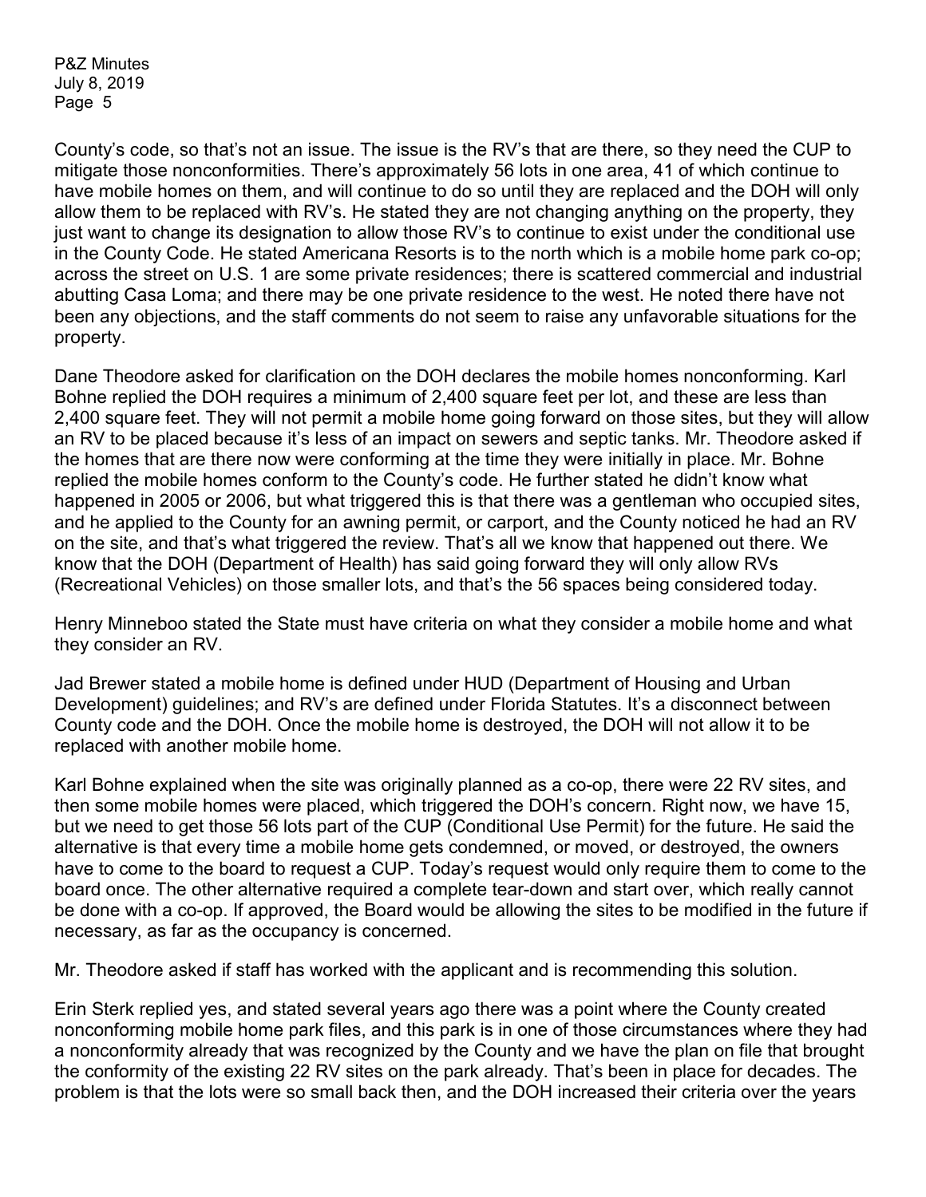County's code, so that's not an issue. The issue is the RV's that are there, so they need the CUP to mitigate those nonconformities. There's approximately 56 lots in one area, 41 of which continue to have mobile homes on them, and will continue to do so until they are replaced and the DOH will only allow them to be replaced with RV's. He stated they are not changing anything on the property, they just want to change its designation to allow those RV's to continue to exist under the conditional use in the County Code. He stated Americana Resorts is to the north which is a mobile home park co-op; across the street on U.S. 1 are some private residences; there is scattered commercial and industrial abutting Casa Loma; and there may be one private residence to the west. He noted there have not been any objections, and the staff comments do not seem to raise any unfavorable situations for the property.

Dane Theodore asked for clarification on the DOH declares the mobile homes nonconforming. Karl Bohne replied the DOH requires a minimum of 2,400 square feet per lot, and these are less than 2,400 square feet. They will not permit a mobile home going forward on those sites, but they will allow an RV to be placed because it's less of an impact on sewers and septic tanks. Mr. Theodore asked if the homes that are there now were conforming at the time they were initially in place. Mr. Bohne replied the mobile homes conform to the County's code. He further stated he didn't know what happened in 2005 or 2006, but what triggered this is that there was a gentleman who occupied sites, and he applied to the County for an awning permit, or carport, and the County noticed he had an RV on the site, and that's what triggered the review. That's all we know that happened out there. We know that the DOH (Department of Health) has said going forward they will only allow RVs (Recreational Vehicles) on those smaller lots, and that's the 56 spaces being considered today.

Henry Minneboo stated the State must have criteria on what they consider a mobile home and what they consider an RV.

Jad Brewer stated a mobile home is defined under HUD (Department of Housing and Urban Development) guidelines; and RV's are defined under Florida Statutes. It's a disconnect between County code and the DOH. Once the mobile home is destroyed, the DOH will not allow it to be replaced with another mobile home.

Karl Bohne explained when the site was originally planned as a co-op, there were 22 RV sites, and then some mobile homes were placed, which triggered the DOH's concern. Right now, we have 15, but we need to get those 56 lots part of the CUP (Conditional Use Permit) for the future. He said the alternative is that every time a mobile home gets condemned, or moved, or destroyed, the owners have to come to the board to request a CUP. Today's request would only require them to come to the board once. The other alternative required a complete tear-down and start over, which really cannot be done with a co-op. If approved, the Board would be allowing the sites to be modified in the future if necessary, as far as the occupancy is concerned.

Mr. Theodore asked if staff has worked with the applicant and is recommending this solution.

Erin Sterk replied yes, and stated several years ago there was a point where the County created nonconforming mobile home park files, and this park is in one of those circumstances where they had a nonconformity already that was recognized by the County and we have the plan on file that brought the conformity of the existing 22 RV sites on the park already. That's been in place for decades. The problem is that the lots were so small back then, and the DOH increased their criteria over the years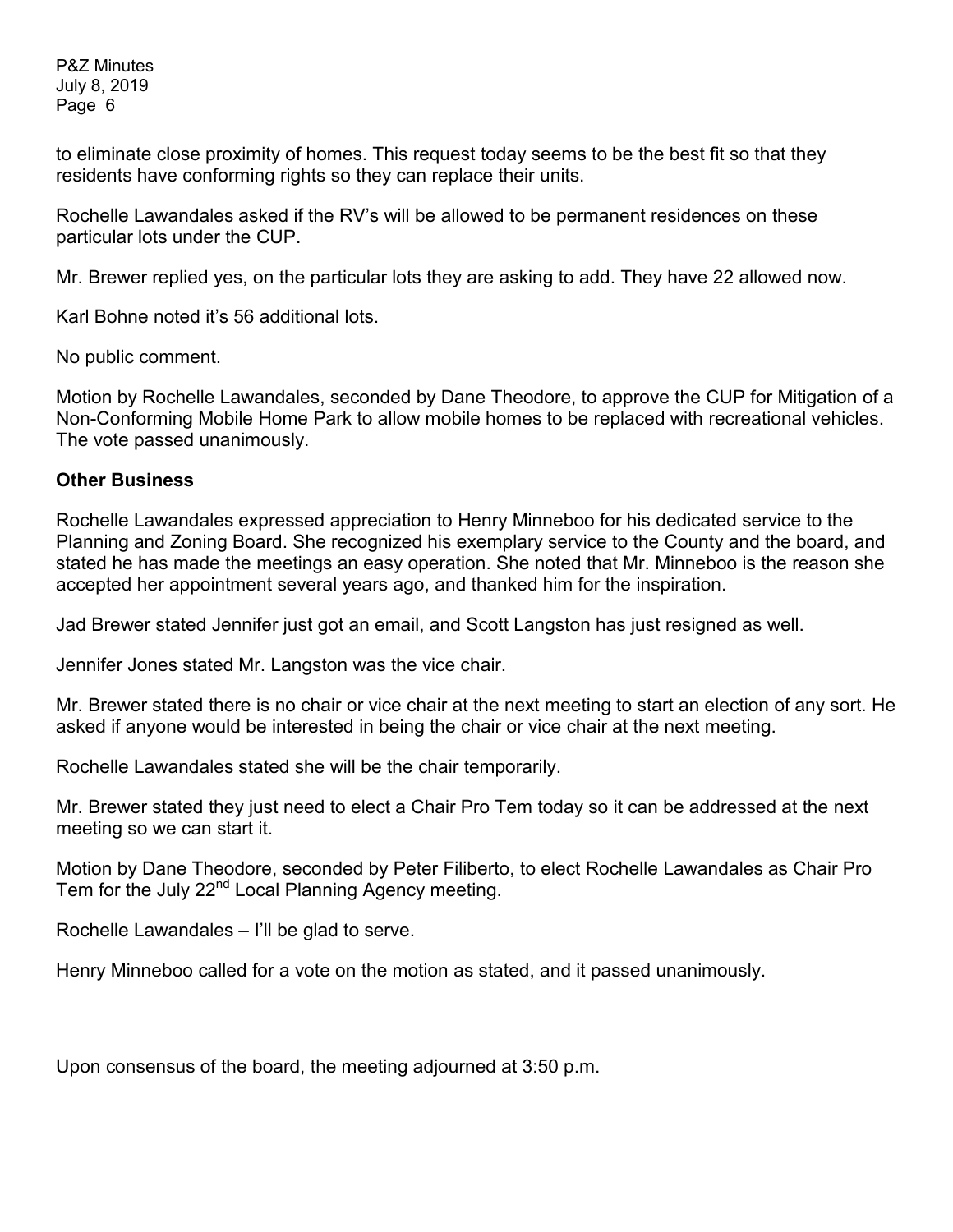to eliminate close proximity of homes. This request today seems to be the best fit so that they residents have conforming rights so they can replace their units.

Rochelle Lawandales asked if the RV's will be allowed to be permanent residences on these particular lots under the CUP.

Mr. Brewer replied yes, on the particular lots they are asking to add. They have 22 allowed now.

Karl Bohne noted it's 56 additional lots.

No public comment.

Motion by Rochelle Lawandales, seconded by Dane Theodore, to approve the CUP for Mitigation of a Non-Conforming Mobile Home Park to allow mobile homes to be replaced with recreational vehicles. The vote passed unanimously.

**Other Business**

Rochelle Lawandales expressed appreciation to Henry Minneboo for his dedicated service to the Planning and Zoning Board. She recognized his exemplary service to the County and the board, and stated he has made the meetings an easy operation. She noted that Mr. Minneboo is the reason she accepted her appointment several years ago, and thanked him for the inspiration.

Jad Brewer stated Jennifer just got an email, and Scott Langston has just resigned as well.

Jennifer Jones stated Mr. Langston was the vice chair.

Mr. Brewer stated there is no chair or vice chair at the next meeting to start an election of any sort. He asked if anyone would be interested in being the chair or vice chair at the next meeting.

Rochelle Lawandales stated she will be the chair temporarily.

Mr. Brewer stated they just need to elect a Chair Pro Tem today so it can be addressed at the next meeting so we can start it.

Motion by Dane Theodore, seconded by Peter Filiberto, to elect Rochelle Lawandales as Chair Pro Tem for the July 22nd Local Planning Agency meeting.

Rochelle Lawandales – I'll be glad to serve.

Henry Minneboo called for a vote on the motion as stated, and it passed unanimously.

Upon consensus of the board, the meeting adjourned at 3:50 p.m.